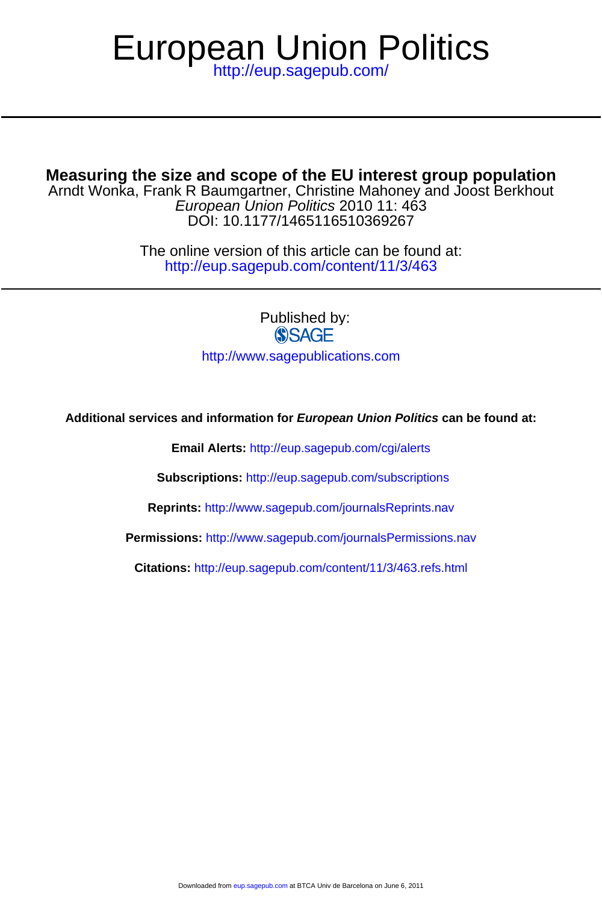# European Union Politics

http://eup.sagepub.com/

## Measuring the size and scope of the EU interest group population

Arndt Wonka, Frank R Baumgartner, Christine Mahoney and Joost Berkhout

*European Union Politics* 2010 11: 463

DOI: 10.1177/1465116510369267

The online version of this article can be found at:
http://eup.sagepub.com/content/11/3/463

Published by:

SAGE

http://www.sagepublications.com

**Additional services and information for *European Union Politics* can be found at:**

**Email Alerts:** http://eup.sagepub.com/cgi/alerts

**Subscriptions:** http://eup.sagepub.com/subscriptions

**Reprints:** http://www.sagepub.com/journalsReprints.nav

**Permissions:** http://www.sagepub.com/journalsPermissions.nav

**Citations:** http://eup.sagepub.com/content/11/3/463.refs.html

Downloaded from eup.sagepub.com at BTCA Univ de Barcelona on June 6, 2011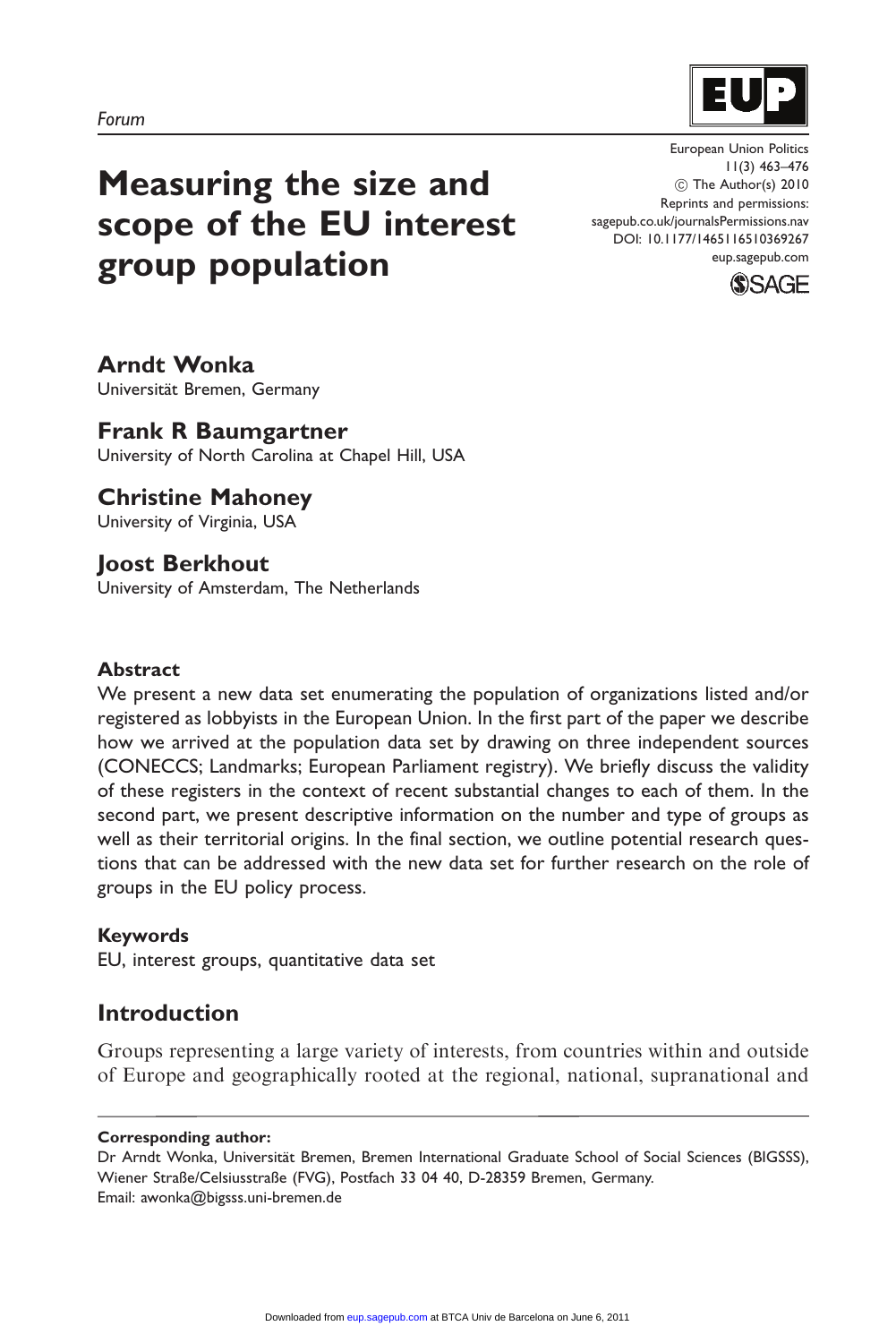Forum

# Measuring the size and scope of the EU interest group population

**Arndt Wonka**
Universität Bremen, Germany

**Frank R Baumgartner**
University of North Carolina at Chapel Hill, USA

**Christine Mahoney**
University of Virginia, USA

**Joost Berkhout**
University of Amsterdam, The Netherlands

### Abstract

We present a new data set enumerating the population of organizations listed and/or registered as lobbyists in the European Union. In the first part of the paper we describe how we arrived at the population data set by drawing on three independent sources (CONECCS; Landmarks; European Parliament registry). We briefly discuss the validity of these registers in the context of recent substantial changes to each of them. In the second part, we present descriptive information on the number and type of groups as well as their territorial origins. In the final section, we outline potential research questions that can be addressed with the new data set for further research on the role of groups in the EU policy process.

### Keywords

EU, interest groups, quantitative data set

## Introduction

Groups representing a large variety of interests, from countries within and outside of Europe and geographically rooted at the regional, national, supranational and

**Corresponding author:**
Dr Arndt Wonka, Universität Bremen, Bremen International Graduate School of Social Sciences (BIGSSS), Wiener Straße/Celsiusstraße (FVG), Postfach 33 04 40, D-28359 Bremen, Germany.
Email: awonka@bigsss.uni-bremen.de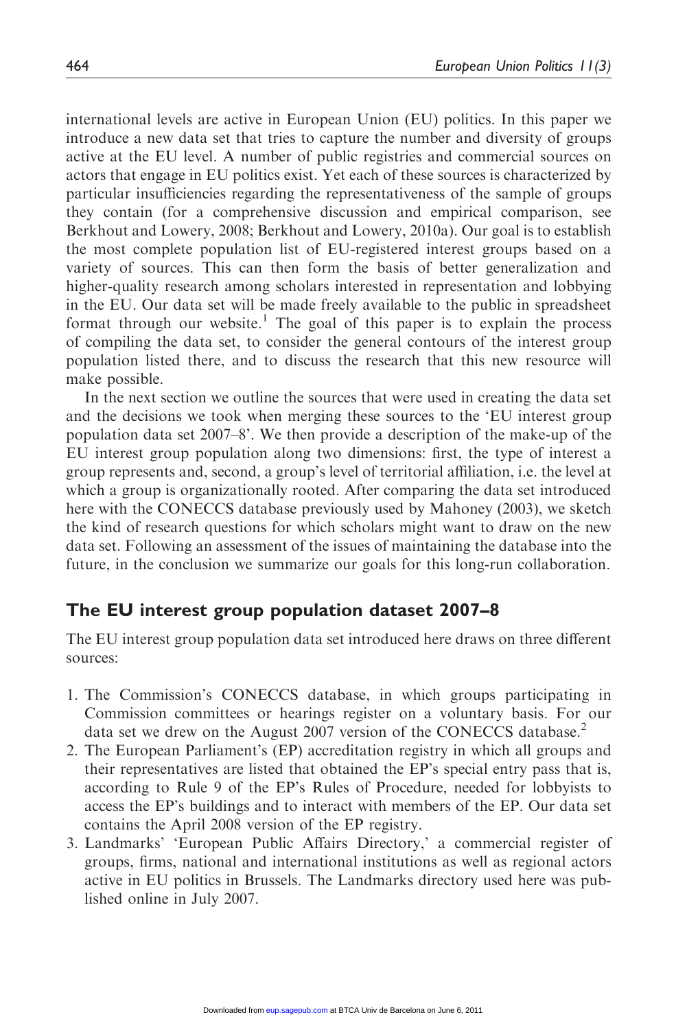international levels are active in European Union (EU) politics. In this paper we introduce a new data set that tries to capture the number and diversity of groups active at the EU level. A number of public registries and commercial sources on actors that engage in EU politics exist. Yet each of these sources is characterized by particular insufficiencies regarding the representativeness of the sample of groups they contain (for a comprehensive discussion and empirical comparison, see Berkhout and Lowery, 2008; Berkhout and Lowery, 2010a). Our goal is to establish the most complete population list of EU-registered interest groups based on a variety of sources. This can then form the basis of better generalization and higher-quality research among scholars interested in representation and lobbying in the EU. Our data set will be made freely available to the public in spreadsheet format through our website.[1] The goal of this paper is to explain the process of compiling the data set, to consider the general contours of the interest group population listed there, and to discuss the research that this new resource will make possible.

In the next section we outline the sources that were used in creating the data set and the decisions we took when merging these sources to the 'EU interest group population data set 2007–8'. We then provide a description of the make-up of the EU interest group population along two dimensions: first, the type of interest a group represents and, second, a group's level of territorial affiliation, i.e. the level at which a group is organizationally rooted. After comparing the data set introduced here with the CONECCS database previously used by Mahoney (2003), we sketch the kind of research questions for which scholars might want to draw on the new data set. Following an assessment of the issues of maintaining the database into the future, in the conclusion we summarize our goals for this long-run collaboration.

## The EU interest group population dataset 2007–8

The EU interest group population data set introduced here draws on three different sources:

1. The Commission's CONECCS database, in which groups participating in Commission committees or hearings register on a voluntary basis. For our data set we drew on the August 2007 version of the CONECCS database.[2]
2. The European Parliament's (EP) accreditation registry in which all groups and their representatives are listed that obtained the EP's special entry pass that is, according to Rule 9 of the EP's Rules of Procedure, needed for lobbyists to access the EP's buildings and to interact with members of the EP. Our data set contains the April 2008 version of the EP registry.
3. Landmarks' 'European Public Affairs Directory,' a commercial register of groups, firms, national and international institutions as well as regional actors active in EU politics in Brussels. The Landmarks directory used here was published online in July 2007.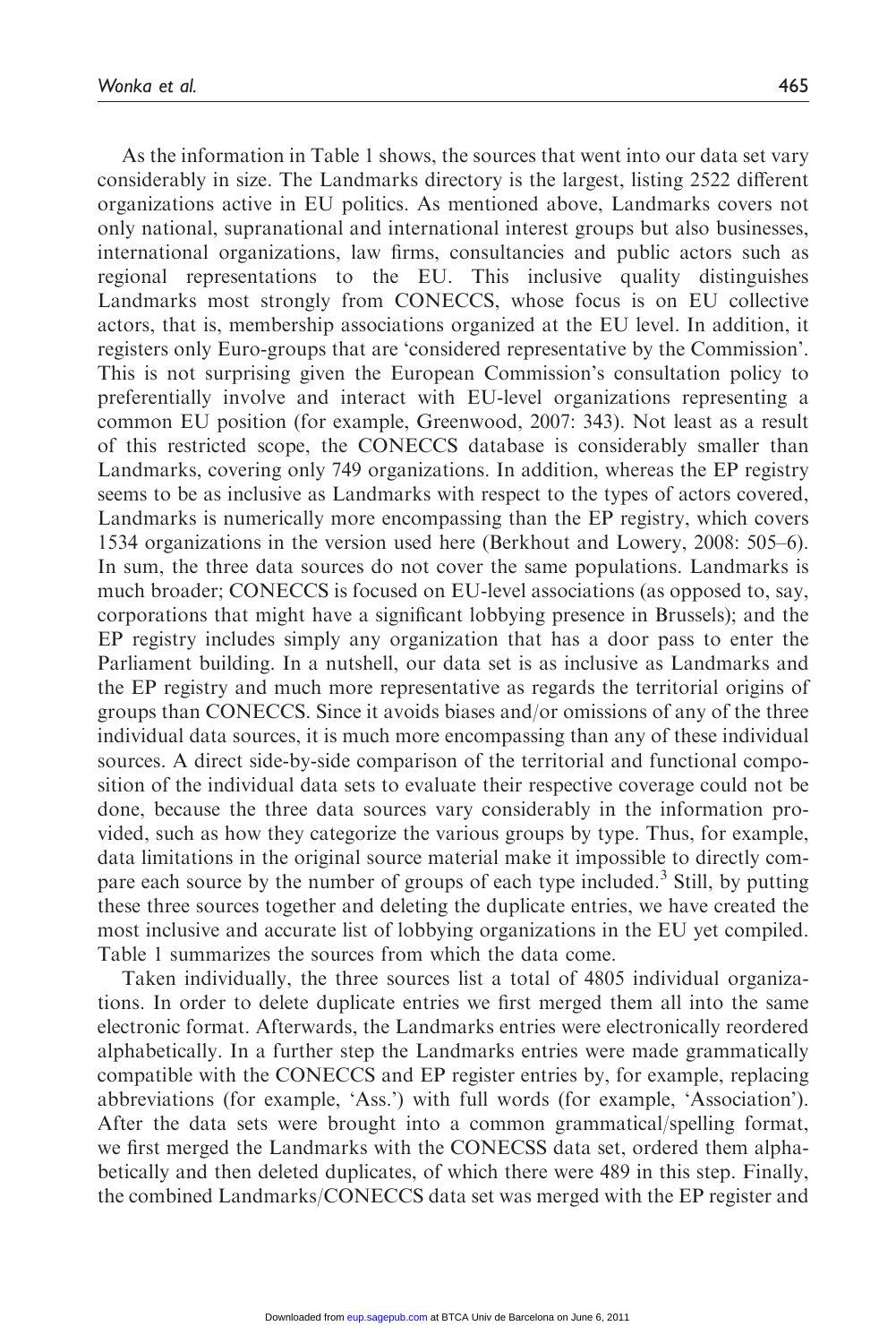As the information in Table 1 shows, the sources that went into our data set vary considerably in size. The Landmarks directory is the largest, listing 2522 different organizations active in EU politics. As mentioned above, Landmarks covers not only national, supranational and international interest groups but also businesses, international organizations, law firms, consultancies and public actors such as regional representations to the EU. This inclusive quality distinguishes Landmarks most strongly from CONECCS, whose focus is on EU collective actors, that is, membership associations organized at the EU level. In addition, it registers only Euro-groups that are 'considered representative by the Commission'. This is not surprising given the European Commission's consultation policy to preferentially involve and interact with EU-level organizations representing a common EU position (for example, Greenwood, 2007: 343). Not least as a result of this restricted scope, the CONECCS database is considerably smaller than Landmarks, covering only 749 organizations. In addition, whereas the EP registry seems to be as inclusive as Landmarks with respect to the types of actors covered, Landmarks is numerically more encompassing than the EP registry, which covers 1534 organizations in the version used here (Berkhout and Lowery, 2008: 505–6). In sum, the three data sources do not cover the same populations. Landmarks is much broader; CONECCS is focused on EU-level associations (as opposed to, say, corporations that might have a significant lobbying presence in Brussels); and the EP registry includes simply any organization that has a door pass to enter the Parliament building. In a nutshell, our data set is as inclusive as Landmarks and the EP registry and much more representative as regards the territorial origins of groups than CONECCS. Since it avoids biases and/or omissions of any of the three individual data sources, it is much more encompassing than any of these individual sources. A direct side-by-side comparison of the territorial and functional composition of the individual data sets to evaluate their respective coverage could not be done, because the three data sources vary considerably in the information provided, such as how they categorize the various groups by type. Thus, for example, data limitations in the original source material make it impossible to directly compare each source by the number of groups of each type included.[3] Still, by putting these three sources together and deleting the duplicate entries, we have created the most inclusive and accurate list of lobbying organizations in the EU yet compiled. Table 1 summarizes the sources from which the data come.

Taken individually, the three sources list a total of 4805 individual organizations. In order to delete duplicate entries we first merged them all into the same electronic format. Afterwards, the Landmarks entries were electronically reordered alphabetically. In a further step the Landmarks entries were made grammatically compatible with the CONECCS and EP register entries by, for example, replacing abbreviations (for example, 'Ass.') with full words (for example, 'Association'). After the data sets were brought into a common grammatical/spelling format, we first merged the Landmarks with the CONECSS data set, ordered them alphabetically and then deleted duplicates, of which there were 489 in this step. Finally, the combined Landmarks/CONECCS data set was merged with the EP register and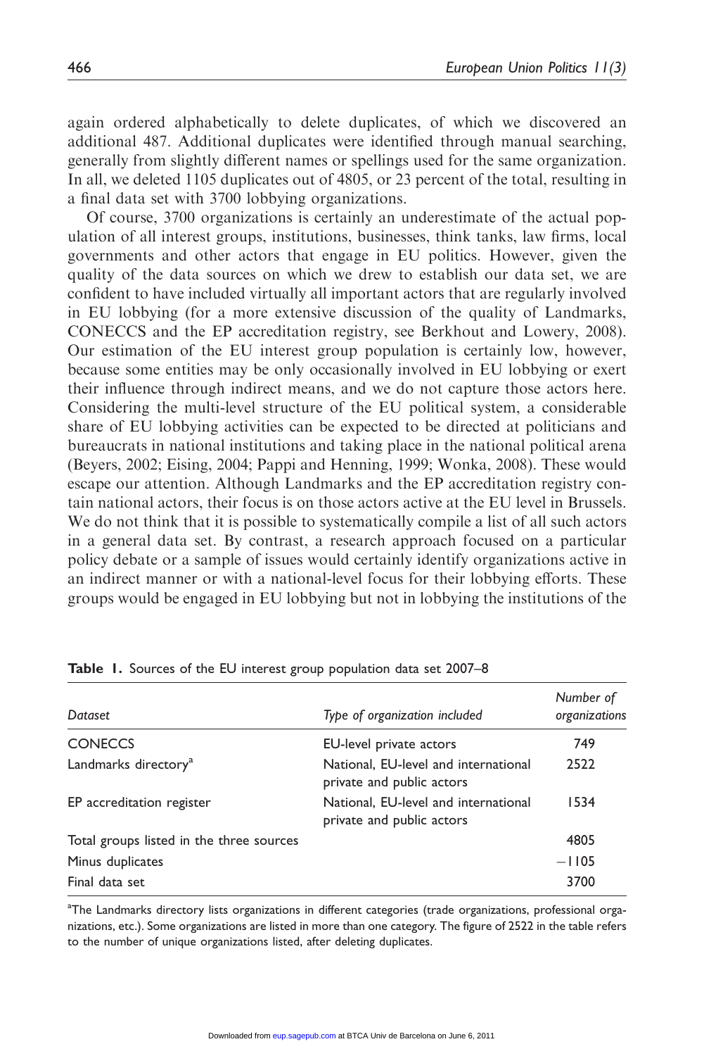again ordered alphabetically to delete duplicates, of which we discovered an additional 487. Additional duplicates were identified through manual searching, generally from slightly different names or spellings used for the same organization. In all, we deleted 1105 duplicates out of 4805, or 23 percent of the total, resulting in a final data set with 3700 lobbying organizations.

Of course, 3700 organizations is certainly an underestimate of the actual population of all interest groups, institutions, businesses, think tanks, law firms, local governments and other actors that engage in EU politics. However, given the quality of the data sources on which we drew to establish our data set, we are confident to have included virtually all important actors that are regularly involved in EU lobbying (for a more extensive discussion of the quality of Landmarks, CONECCS and the EP accreditation registry, see Berkhout and Lowery, 2008). Our estimation of the EU interest group population is certainly low, however, because some entities may be only occasionally involved in EU lobbying or exert their influence through indirect means, and we do not capture those actors here. Considering the multi-level structure of the EU political system, a considerable share of EU lobbying activities can be expected to be directed at politicians and bureaucrats in national institutions and taking place in the national political arena (Beyers, 2002; Eising, 2004; Pappi and Henning, 1999; Wonka, 2008). These would escape our attention. Although Landmarks and the EP accreditation registry contain national actors, their focus is on those actors active at the EU level in Brussels. We do not think that it is possible to systematically compile a list of all such actors in a general data set. By contrast, a research approach focused on a particular policy debate or a sample of issues would certainly identify organizations active in an indirect manner or with a national-level focus for their lobbying efforts. These groups would be engaged in EU lobbying but not in lobbying the institutions of the

**Table 1.** Sources of the EU interest group population data set 2007–8

| *Dataset* | *Type of organization included* | *Number of organizations* |
|---|---|---|
| CONECCS | EU-level private actors | 749 |
| Landmarks directory[a] | National, EU-level and international private and public actors | 2522 |
| EP accreditation register | National, EU-level and international private and public actors | 1534 |
| Total groups listed in the three sources | | 4805 |
| Minus duplicates | | −1105 |
| Final data set | | 3700 |

[a]The Landmarks directory lists organizations in different categories (trade organizations, professional organizations, etc.). Some organizations are listed in more than one category. The figure of 2522 in the table refers to the number of unique organizations listed, after deleting duplicates.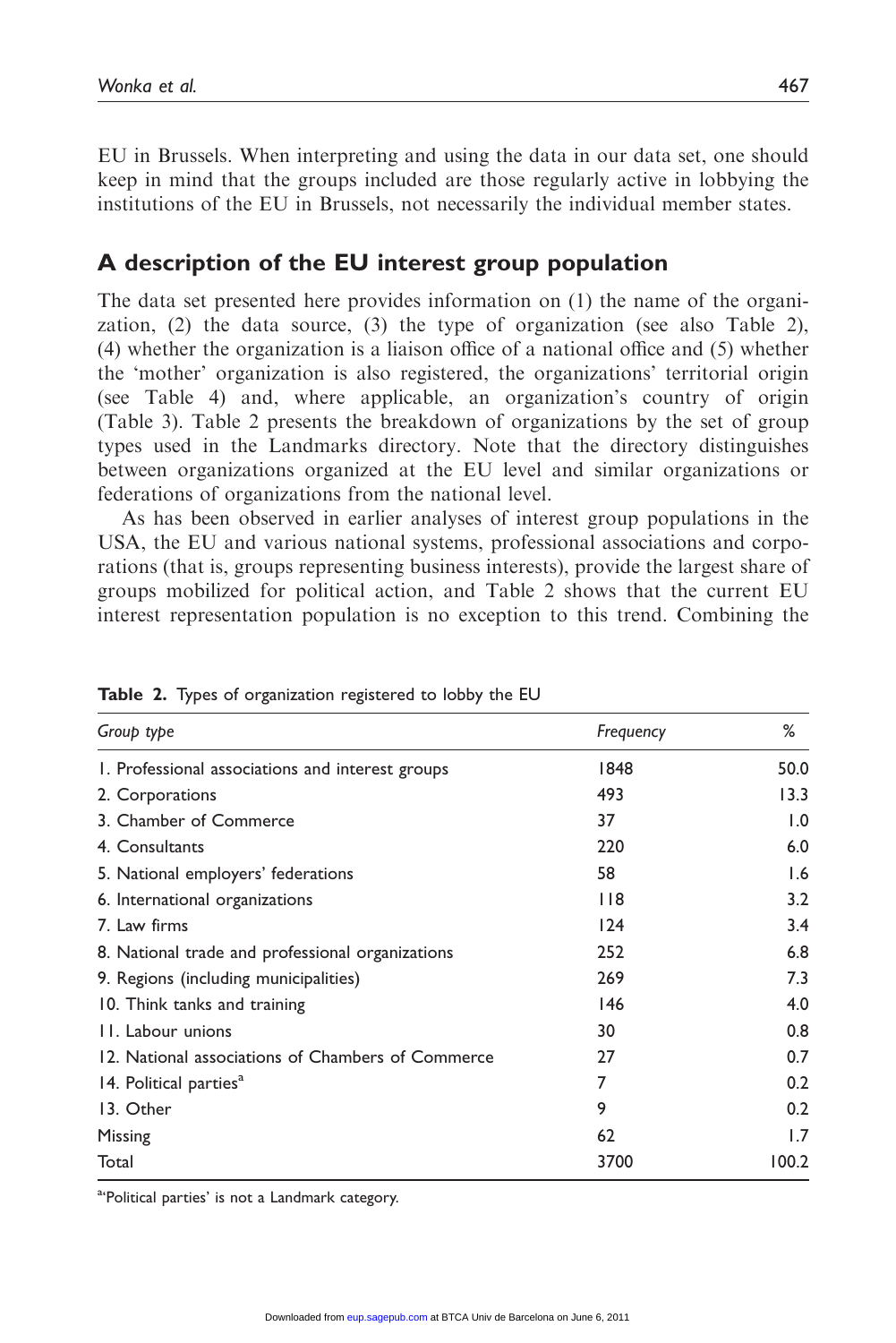EU in Brussels. When interpreting and using the data in our data set, one should keep in mind that the groups included are those regularly active in lobbying the institutions of the EU in Brussels, not necessarily the individual member states.

## A description of the EU interest group population

The data set presented here provides information on (1) the name of the organization, (2) the data source, (3) the type of organization (see also Table 2), (4) whether the organization is a liaison office of a national office and (5) whether the 'mother' organization is also registered, the organizations' territorial origin (see Table 4) and, where applicable, an organization's country of origin (Table 3). Table 2 presents the breakdown of organizations by the set of group types used in the Landmarks directory. Note that the directory distinguishes between organizations organized at the EU level and similar organizations or federations of organizations from the national level.

As has been observed in earlier analyses of interest group populations in the USA, the EU and various national systems, professional associations and corporations (that is, groups representing business interests), provide the largest share of groups mobilized for political action, and Table 2 shows that the current EU interest representation population is no exception to this trend. Combining the

**Table 2.** Types of organization registered to lobby the EU

| *Group type* | *Frequency* | *%* |
|---|---|---|
| 1. Professional associations and interest groups | 1848 | 50.0 |
| 2. Corporations | 493 | 13.3 |
| 3. Chamber of Commerce | 37 | 1.0 |
| 4. Consultants | 220 | 6.0 |
| 5. National employers' federations | 58 | 1.6 |
| 6. International organizations | 118 | 3.2 |
| 7. Law firms | 124 | 3.4 |
| 8. National trade and professional organizations | 252 | 6.8 |
| 9. Regions (including municipalities) | 269 | 7.3 |
| 10. Think tanks and training | 146 | 4.0 |
| 11. Labour unions | 30 | 0.8 |
| 12. National associations of Chambers of Commerce | 27 | 0.7 |
| 14. Political parties[a] | 7 | 0.2 |
| 13. Other | 9 | 0.2 |
| Missing | 62 | 1.7 |
| Total | 3700 | 100.2 |

[a]'Political parties' is not a Landmark category.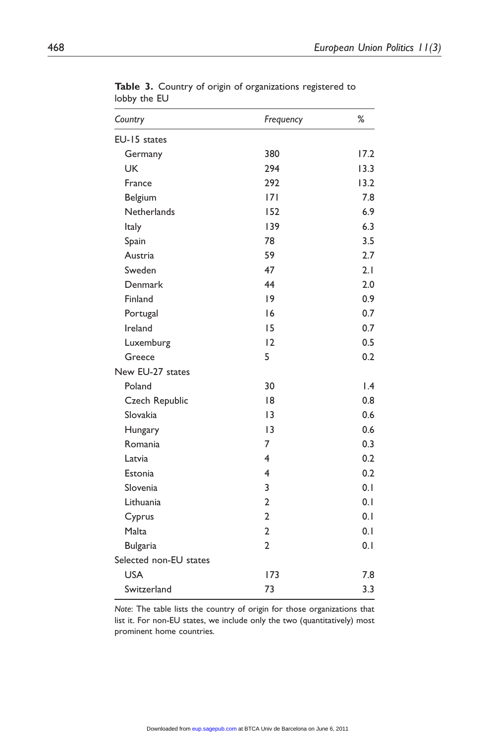**Table 3.** Country of origin of organizations registered to lobby the EU

| *Country* | *Frequency* | % |
|---|---|---|
| EU-15 states | | |
| Germany | 380 | 17.2 |
| UK | 294 | 13.3 |
| France | 292 | 13.2 |
| Belgium | 171 | 7.8 |
| Netherlands | 152 | 6.9 |
| Italy | 139 | 6.3 |
| Spain | 78 | 3.5 |
| Austria | 59 | 2.7 |
| Sweden | 47 | 2.1 |
| Denmark | 44 | 2.0 |
| Finland | 19 | 0.9 |
| Portugal | 16 | 0.7 |
| Ireland | 15 | 0.7 |
| Luxemburg | 12 | 0.5 |
| Greece | 5 | 0.2 |
| New EU-27 states | | |
| Poland | 30 | 1.4 |
| Czech Republic | 18 | 0.8 |
| Slovakia | 13 | 0.6 |
| Hungary | 13 | 0.6 |
| Romania | 7 | 0.3 |
| Latvia | 4 | 0.2 |
| Estonia | 4 | 0.2 |
| Slovenia | 3 | 0.1 |
| Lithuania | 2 | 0.1 |
| Cyprus | 2 | 0.1 |
| Malta | 2 | 0.1 |
| Bulgaria | 2 | 0.1 |
| Selected non-EU states | | |
| USA | 173 | 7.8 |
| Switzerland | 73 | 3.3 |

*Note*: The table lists the country of origin for those organizations that list it. For non-EU states, we include only the two (quantitatively) most prominent home countries.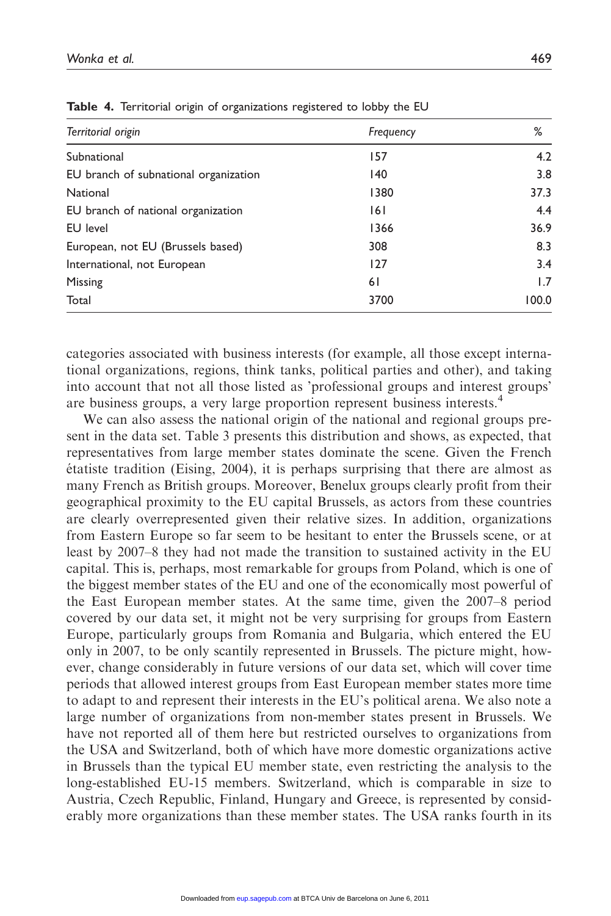**Table 4.** Territorial origin of organizations registered to lobby the EU

| *Territorial origin* | *Frequency* | % |
|---|---|---|
| Subnational | 157 | 4.2 |
| EU branch of subnational organization | 140 | 3.8 |
| National | 1380 | 37.3 |
| EU branch of national organization | 161 | 4.4 |
| EU level | 1366 | 36.9 |
| European, not EU (Brussels based) | 308 | 8.3 |
| International, not European | 127 | 3.4 |
| Missing | 61 | 1.7 |
| Total | 3700 | 100.0 |

categories associated with business interests (for example, all those except international organizations, regions, think tanks, political parties and other), and taking into account that not all those listed as 'professional groups and interest groups' are business groups, a very large proportion represent business interests.[4]

We can also assess the national origin of the national and regional groups present in the data set. Table 3 presents this distribution and shows, as expected, that representatives from large member states dominate the scene. Given the French étatiste tradition (Eising, 2004), it is perhaps surprising that there are almost as many French as British groups. Moreover, Benelux groups clearly profit from their geographical proximity to the EU capital Brussels, as actors from these countries are clearly overrepresented given their relative sizes. In addition, organizations from Eastern Europe so far seem to be hesitant to enter the Brussels scene, or at least by 2007–8 they had not made the transition to sustained activity in the EU capital. This is, perhaps, most remarkable for groups from Poland, which is one of the biggest member states of the EU and one of the economically most powerful of the East European member states. At the same time, given the 2007–8 period covered by our data set, it might not be very surprising for groups from Eastern Europe, particularly groups from Romania and Bulgaria, which entered the EU only in 2007, to be only scantily represented in Brussels. The picture might, however, change considerably in future versions of our data set, which will cover time periods that allowed interest groups from East European member states more time to adapt to and represent their interests in the EU's political arena. We also note a large number of organizations from non-member states present in Brussels. We have not reported all of them here but restricted ourselves to organizations from the USA and Switzerland, both of which have more domestic organizations active in Brussels than the typical EU member state, even restricting the analysis to the long-established EU-15 members. Switzerland, which is comparable in size to Austria, Czech Republic, Finland, Hungary and Greece, is represented by considerably more organizations than these member states. The USA ranks fourth in its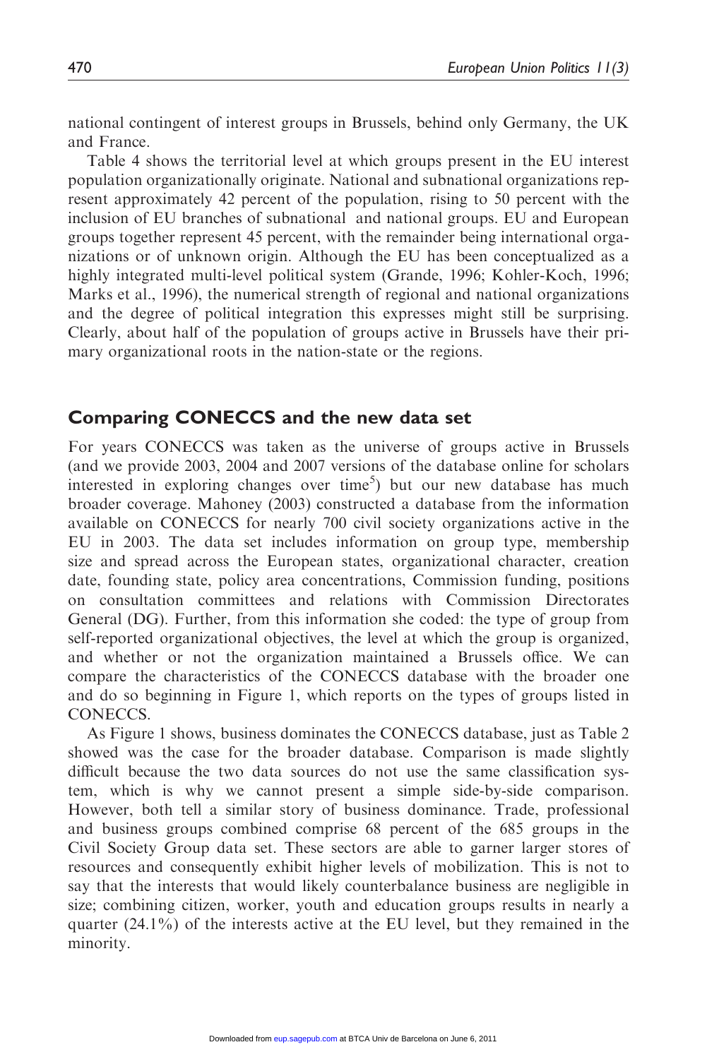national contingent of interest groups in Brussels, behind only Germany, the UK and France.

Table 4 shows the territorial level at which groups present in the EU interest population organizationally originate. National and subnational organizations represent approximately 42 percent of the population, rising to 50 percent with the inclusion of EU branches of subnational and national groups. EU and European groups together represent 45 percent, with the remainder being international organizations or of unknown origin. Although the EU has been conceptualized as a highly integrated multi-level political system (Grande, 1996; Kohler-Koch, 1996; Marks et al., 1996), the numerical strength of regional and national organizations and the degree of political integration this expresses might still be surprising. Clearly, about half of the population of groups active in Brussels have their primary organizational roots in the nation-state or the regions.

## Comparing CONECCS and the new data set

For years CONECCS was taken as the universe of groups active in Brussels (and we provide 2003, 2004 and 2007 versions of the database online for scholars interested in exploring changes over time[5]) but our new database has much broader coverage. Mahoney (2003) constructed a database from the information available on CONECCS for nearly 700 civil society organizations active in the EU in 2003. The data set includes information on group type, membership size and spread across the European states, organizational character, creation date, founding state, policy area concentrations, Commission funding, positions on consultation committees and relations with Commission Directorates General (DG). Further, from this information she coded: the type of group from self-reported organizational objectives, the level at which the group is organized, and whether or not the organization maintained a Brussels office. We can compare the characteristics of the CONECCS database with the broader one and do so beginning in Figure 1, which reports on the types of groups listed in CONECCS.

As Figure 1 shows, business dominates the CONECCS database, just as Table 2 showed was the case for the broader database. Comparison is made slightly difficult because the two data sources do not use the same classification system, which is why we cannot present a simple side-by-side comparison. However, both tell a similar story of business dominance. Trade, professional and business groups combined comprise 68 percent of the 685 groups in the Civil Society Group data set. These sectors are able to garner larger stores of resources and consequently exhibit higher levels of mobilization. This is not to say that the interests that would likely counterbalance business are negligible in size; combining citizen, worker, youth and education groups results in nearly a quarter (24.1%) of the interests active at the EU level, but they remained in the minority.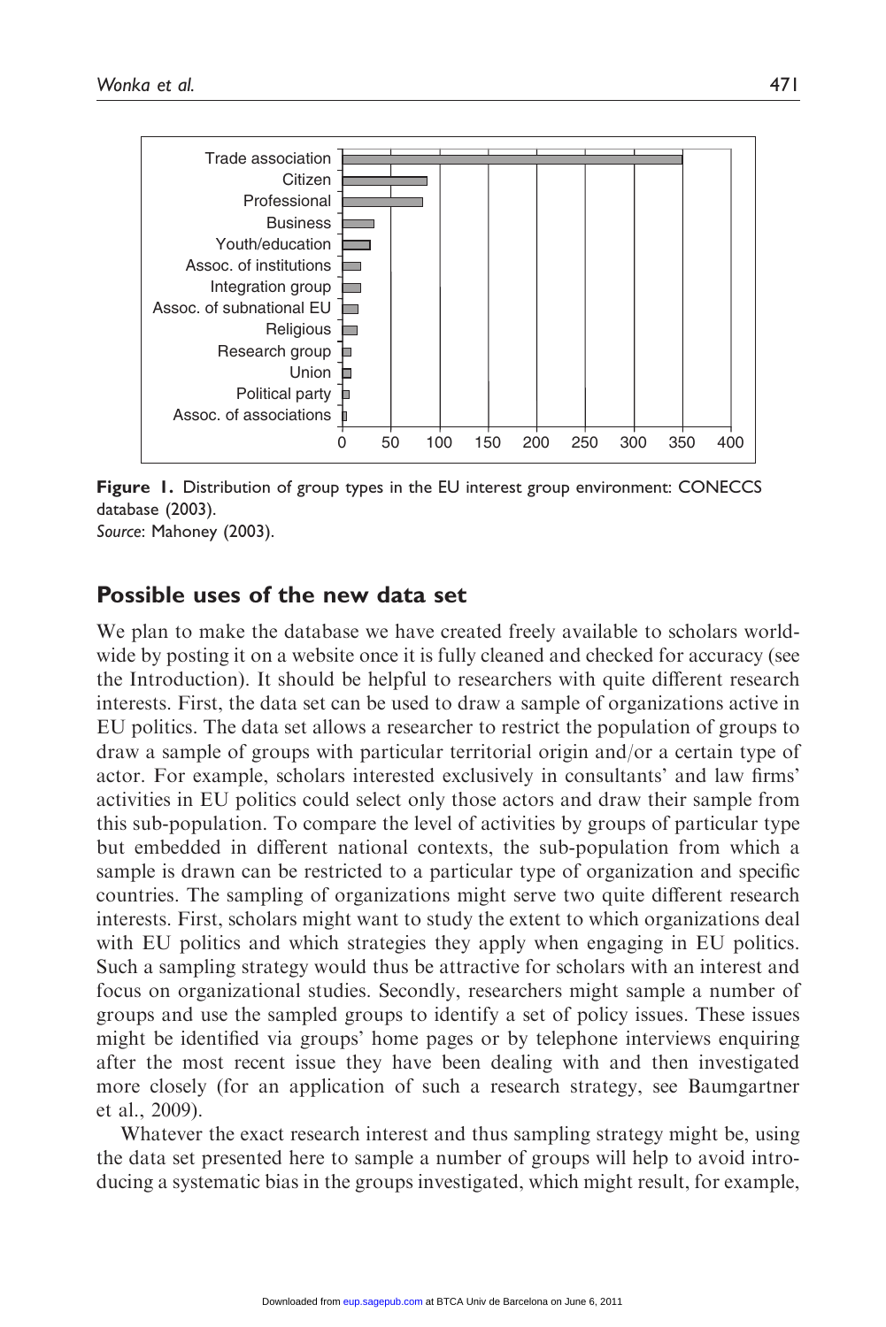Figure 1. Distribution of group types in the EU interest group environment: CONECCS database (2003).
*Source*: Mahoney (2003).

## Possible uses of the new data set

We plan to make the database we have created freely available to scholars worldwide by posting it on a website once it is fully cleaned and checked for accuracy (see the Introduction). It should be helpful to researchers with quite different research interests. First, the data set can be used to draw a sample of organizations active in EU politics. The data set allows a researcher to restrict the population of groups to draw a sample of groups with particular territorial origin and/or a certain type of actor. For example, scholars interested exclusively in consultants' and law firms' activities in EU politics could select only those actors and draw their sample from this sub-population. To compare the level of activities by groups of particular type but embedded in different national contexts, the sub-population from which a sample is drawn can be restricted to a particular type of organization and specific countries. The sampling of organizations might serve two quite different research interests. First, scholars might want to study the extent to which organizations deal with EU politics and which strategies they apply when engaging in EU politics. Such a sampling strategy would thus be attractive for scholars with an interest and focus on organizational studies. Secondly, researchers might sample a number of groups and use the sampled groups to identify a set of policy issues. These issues might be identified via groups' home pages or by telephone interviews enquiring after the most recent issue they have been dealing with and then investigated more closely (for an application of such a research strategy, see Baumgartner et al., 2009).

Whatever the exact research interest and thus sampling strategy might be, using the data set presented here to sample a number of groups will help to avoid introducing a systematic bias in the groups investigated, which might result, for example,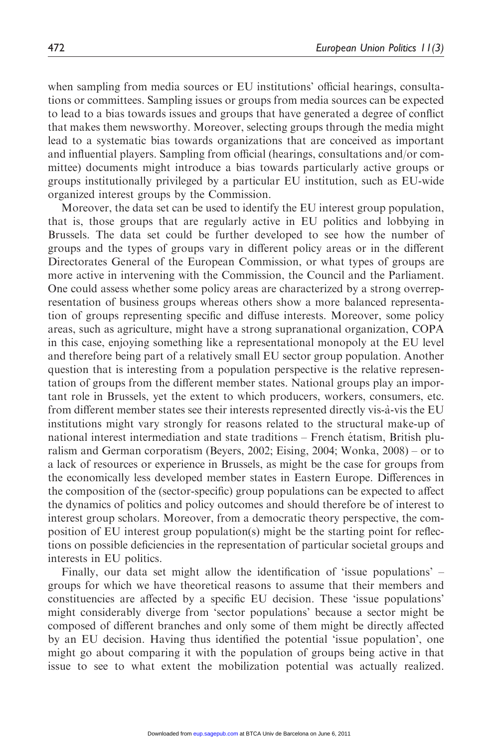when sampling from media sources or EU institutions' official hearings, consultations or committees. Sampling issues or groups from media sources can be expected to lead to a bias towards issues and groups that have generated a degree of conflict that makes them newsworthy. Moreover, selecting groups through the media might lead to a systematic bias towards organizations that are conceived as important and influential players. Sampling from official (hearings, consultations and/or committee) documents might introduce a bias towards particularly active groups or groups institutionally privileged by a particular EU institution, such as EU-wide organized interest groups by the Commission.

Moreover, the data set can be used to identify the EU interest group population, that is, those groups that are regularly active in EU politics and lobbying in Brussels. The data set could be further developed to see how the number of groups and the types of groups vary in different policy areas or in the different Directorates General of the European Commission, or what types of groups are more active in intervening with the Commission, the Council and the Parliament. One could assess whether some policy areas are characterized by a strong overrepresentation of business groups whereas others show a more balanced representation of groups representing specific and diffuse interests. Moreover, some policy areas, such as agriculture, might have a strong supranational organization, COPA in this case, enjoying something like a representational monopoly at the EU level and therefore being part of a relatively small EU sector group population. Another question that is interesting from a population perspective is the relative representation of groups from the different member states. National groups play an important role in Brussels, yet the extent to which producers, workers, consumers, etc. from different member states see their interests represented directly vis-à-vis the EU institutions might vary strongly for reasons related to the structural make-up of national interest intermediation and state traditions – French étatism, British pluralism and German corporatism (Beyers, 2002; Eising, 2004; Wonka, 2008) – or to a lack of resources or experience in Brussels, as might be the case for groups from the economically less developed member states in Eastern Europe. Differences in the composition of the (sector-specific) group populations can be expected to affect the dynamics of politics and policy outcomes and should therefore be of interest to interest group scholars. Moreover, from a democratic theory perspective, the composition of EU interest group population(s) might be the starting point for reflections on possible deficiencies in the representation of particular societal groups and interests in EU politics.

Finally, our data set might allow the identification of 'issue populations' – groups for which we have theoretical reasons to assume that their members and constituencies are affected by a specific EU decision. These 'issue populations' might considerably diverge from 'sector populations' because a sector might be composed of different branches and only some of them might be directly affected by an EU decision. Having thus identified the potential 'issue population', one might go about comparing it with the population of groups being active in that issue to see to what extent the mobilization potential was actually realized.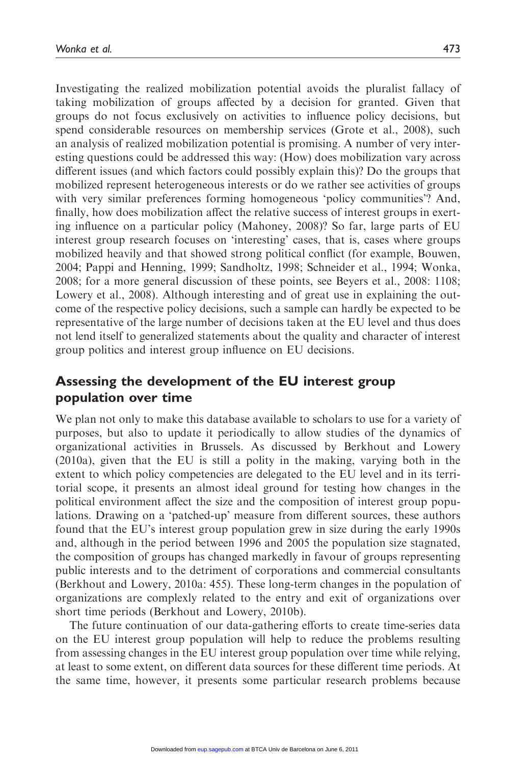Investigating the realized mobilization potential avoids the pluralist fallacy of taking mobilization of groups affected by a decision for granted. Given that groups do not focus exclusively on activities to influence policy decisions, but spend considerable resources on membership services (Grote et al., 2008), such an analysis of realized mobilization potential is promising. A number of very interesting questions could be addressed this way: (How) does mobilization vary across different issues (and which factors could possibly explain this)? Do the groups that mobilized represent heterogeneous interests or do we rather see activities of groups with very similar preferences forming homogeneous 'policy communities'? And, finally, how does mobilization affect the relative success of interest groups in exerting influence on a particular policy (Mahoney, 2008)? So far, large parts of EU interest group research focuses on 'interesting' cases, that is, cases where groups mobilized heavily and that showed strong political conflict (for example, Bouwen, 2004; Pappi and Henning, 1999; Sandholtz, 1998; Schneider et al., 1994; Wonka, 2008; for a more general discussion of these points, see Beyers et al., 2008: 1108; Lowery et al., 2008). Although interesting and of great use in explaining the outcome of the respective policy decisions, such a sample can hardly be expected to be representative of the large number of decisions taken at the EU level and thus does not lend itself to generalized statements about the quality and character of interest group politics and interest group influence on EU decisions.

## Assessing the development of the EU interest group population over time

We plan not only to make this database available to scholars to use for a variety of purposes, but also to update it periodically to allow studies of the dynamics of organizational activities in Brussels. As discussed by Berkhout and Lowery (2010a), given that the EU is still a polity in the making, varying both in the extent to which policy competencies are delegated to the EU level and in its territorial scope, it presents an almost ideal ground for testing how changes in the political environment affect the size and the composition of interest group populations. Drawing on a 'patched-up' measure from different sources, these authors found that the EU's interest group population grew in size during the early 1990s and, although in the period between 1996 and 2005 the population size stagnated, the composition of groups has changed markedly in favour of groups representing public interests and to the detriment of corporations and commercial consultants (Berkhout and Lowery, 2010a: 455). These long-term changes in the population of organizations are complexly related to the entry and exit of organizations over short time periods (Berkhout and Lowery, 2010b).

The future continuation of our data-gathering efforts to create time-series data on the EU interest group population will help to reduce the problems resulting from assessing changes in the EU interest group population over time while relying, at least to some extent, on different data sources for these different time periods. At the same time, however, it presents some particular research problems because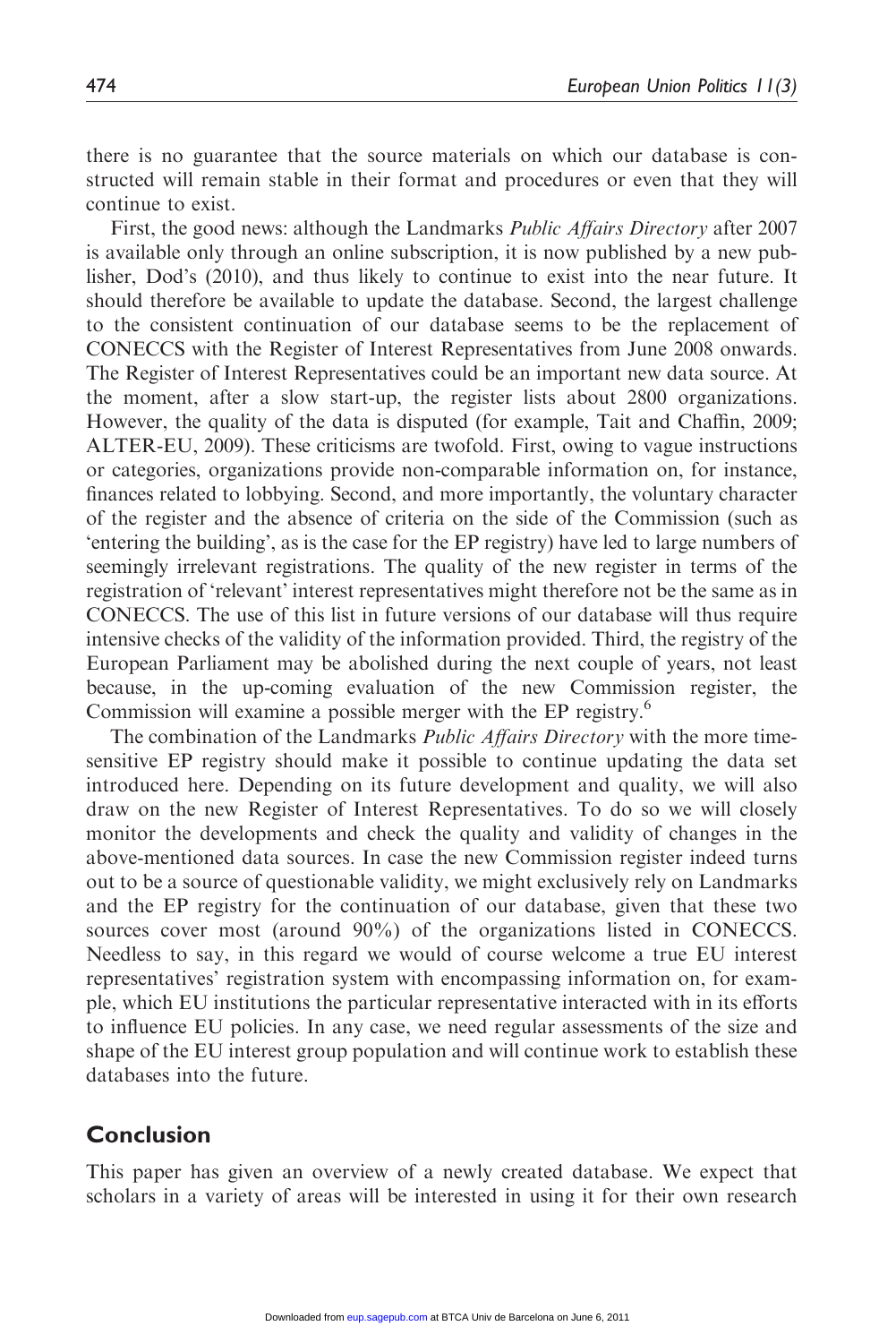there is no guarantee that the source materials on which our database is constructed will remain stable in their format and procedures or even that they will continue to exist.

First, the good news: although the Landmarks *Public Affairs Directory* after 2007 is available only through an online subscription, it is now published by a new publisher, Dod's (2010), and thus likely to continue to exist into the near future. It should therefore be available to update the database. Second, the largest challenge to the consistent continuation of our database seems to be the replacement of CONECCS with the Register of Interest Representatives from June 2008 onwards. The Register of Interest Representatives could be an important new data source. At the moment, after a slow start-up, the register lists about 2800 organizations. However, the quality of the data is disputed (for example, Tait and Chaffin, 2009; ALTER-EU, 2009). These criticisms are twofold. First, owing to vague instructions or categories, organizations provide non-comparable information on, for instance, finances related to lobbying. Second, and more importantly, the voluntary character of the register and the absence of criteria on the side of the Commission (such as 'entering the building', as is the case for the EP registry) have led to large numbers of seemingly irrelevant registrations. The quality of the new register in terms of the registration of 'relevant' interest representatives might therefore not be the same as in CONECCS. The use of this list in future versions of our database will thus require intensive checks of the validity of the information provided. Third, the registry of the European Parliament may be abolished during the next couple of years, not least because, in the up-coming evaluation of the new Commission register, the Commission will examine a possible merger with the EP registry.[6]

The combination of the Landmarks *Public Affairs Directory* with the more time-sensitive EP registry should make it possible to continue updating the data set introduced here. Depending on its future development and quality, we will also draw on the new Register of Interest Representatives. To do so we will closely monitor the developments and check the quality and validity of changes in the above-mentioned data sources. In case the new Commission register indeed turns out to be a source of questionable validity, we might exclusively rely on Landmarks and the EP registry for the continuation of our database, given that these two sources cover most (around 90%) of the organizations listed in CONECCS. Needless to say, in this regard we would of course welcome a true EU interest representatives' registration system with encompassing information on, for example, which EU institutions the particular representative interacted with in its efforts to influence EU policies. In any case, we need regular assessments of the size and shape of the EU interest group population and will continue work to establish these databases into the future.

## Conclusion

This paper has given an overview of a newly created database. We expect that scholars in a variety of areas will be interested in using it for their own research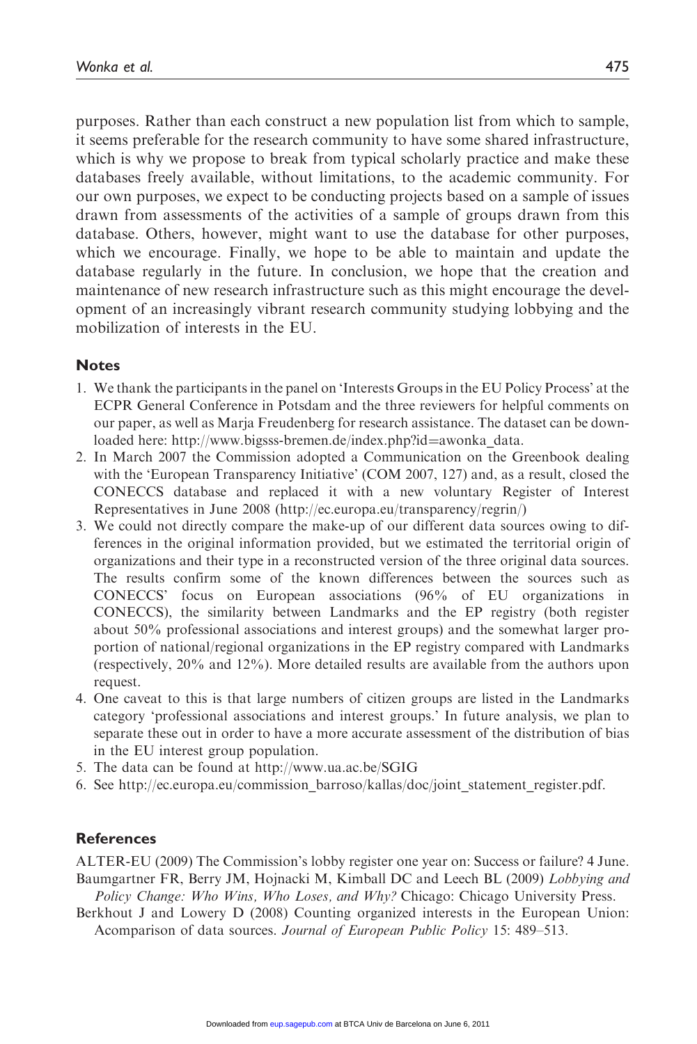purposes. Rather than each construct a new population list from which to sample, it seems preferable for the research community to have some shared infrastructure, which is why we propose to break from typical scholarly practice and make these databases freely available, without limitations, to the academic community. For our own purposes, we expect to be conducting projects based on a sample of issues drawn from assessments of the activities of a sample of groups drawn from this database. Others, however, might want to use the database for other purposes, which we encourage. Finally, we hope to be able to maintain and update the database regularly in the future. In conclusion, we hope that the creation and maintenance of new research infrastructure such as this might encourage the development of an increasingly vibrant research community studying lobbying and the mobilization of interests in the EU.

## Notes

1. We thank the participants in the panel on 'Interests Groups in the EU Policy Process' at the ECPR General Conference in Potsdam and the three reviewers for helpful comments on our paper, as well as Marja Freudenberg for research assistance. The dataset can be downloaded here: http://www.bigsss-bremen.de/index.php?id=awonka_data.
2. In March 2007 the Commission adopted a Communication on the Greenbook dealing with the 'European Transparency Initiative' (COM 2007, 127) and, as a result, closed the CONECCS database and replaced it with a new voluntary Register of Interest Representatives in June 2008 (http://ec.europa.eu/transparency/regrin/)
3. We could not directly compare the make-up of our different data sources owing to differences in the original information provided, but we estimated the territorial origin of organizations and their type in a reconstructed version of the three original data sources. The results confirm some of the known differences between the sources such as CONECCS' focus on European associations (96% of EU organizations in CONECCS), the similarity between Landmarks and the EP registry (both register about 50% professional associations and interest groups) and the somewhat larger proportion of national/regional organizations in the EP registry compared with Landmarks (respectively, 20% and 12%). More detailed results are available from the authors upon request.
4. One caveat to this is that large numbers of citizen groups are listed in the Landmarks category 'professional associations and interest groups.' In future analysis, we plan to separate these out in order to have a more accurate assessment of the distribution of bias in the EU interest group population.
5. The data can be found at http://www.ua.ac.be/SGIG
6. See http://ec.europa.eu/commission_barroso/kallas/doc/joint_statement_register.pdf.

## References

ALTER-EU (2009) The Commission's lobby register one year on: Success or failure? 4 June.

Baumgartner FR, Berry JM, Hojnacki M, Kimball DC and Leech BL (2009) *Lobbying and Policy Change: Who Wins, Who Loses, and Why?* Chicago: Chicago University Press.

Berkhout J and Lowery D (2008) Counting organized interests in the European Union: Acomparison of data sources. *Journal of European Public Policy* 15: 489–513.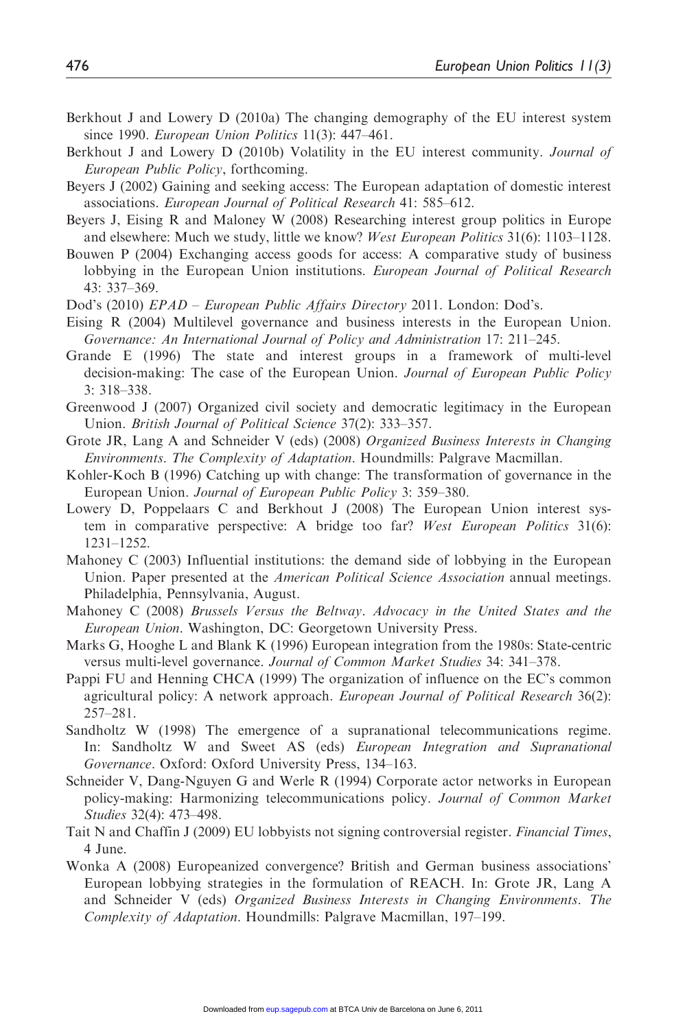Berkhout J and Lowery D (2010a) The changing demography of the EU interest system since 1990. *European Union Politics* 11(3): 447–461.

Berkhout J and Lowery D (2010b) Volatility in the EU interest community. *Journal of European Public Policy*, forthcoming.

Beyers J (2002) Gaining and seeking access: The European adaptation of domestic interest associations. *European Journal of Political Research* 41: 585–612.

Beyers J, Eising R and Maloney W (2008) Researching interest group politics in Europe and elsewhere: Much we study, little we know? *West European Politics* 31(6): 1103–1128.

Bouwen P (2004) Exchanging access goods for access: A comparative study of business lobbying in the European Union institutions. *European Journal of Political Research* 43: 337–369.

Dod's (2010) *EPAD – European Public Affairs Directory* 2011. London: Dod's.

Eising R (2004) Multilevel governance and business interests in the European Union. *Governance: An International Journal of Policy and Administration* 17: 211–245.

Grande E (1996) The state and interest groups in a framework of multi-level decision-making: The case of the European Union. *Journal of European Public Policy* 3: 318–338.

Greenwood J (2007) Organized civil society and democratic legitimacy in the European Union. *British Journal of Political Science* 37(2): 333–357.

Grote JR, Lang A and Schneider V (eds) (2008) *Organized Business Interests in Changing Environments. The Complexity of Adaptation*. Houndmills: Palgrave Macmillan.

Kohler-Koch B (1996) Catching up with change: The transformation of governance in the European Union. *Journal of European Public Policy* 3: 359–380.

Lowery D, Poppelaars C and Berkhout J (2008) The European Union interest system in comparative perspective: A bridge too far? *West European Politics* 31(6): 1231–1252.

Mahoney C (2003) Influential institutions: the demand side of lobbying in the European Union. Paper presented at the *American Political Science Association* annual meetings. Philadelphia, Pennsylvania, August.

Mahoney C (2008) *Brussels Versus the Beltway. Advocacy in the United States and the European Union*. Washington, DC: Georgetown University Press.

Marks G, Hooghe L and Blank K (1996) European integration from the 1980s: State-centric versus multi-level governance. *Journal of Common Market Studies* 34: 341–378.

Pappi FU and Henning CHCA (1999) The organization of influence on the EC's common agricultural policy: A network approach. *European Journal of Political Research* 36(2): 257–281.

Sandholtz W (1998) The emergence of a supranational telecommunications regime. In: Sandholtz W and Sweet AS (eds) *European Integration and Supranational Governance*. Oxford: Oxford University Press, 134–163.

Schneider V, Dang-Nguyen G and Werle R (1994) Corporate actor networks in European policy-making: Harmonizing telecommunications policy. *Journal of Common Market Studies* 32(4): 473–498.

Tait N and Chaffin J (2009) EU lobbyists not signing controversial register. *Financial Times*, 4 June.

Wonka A (2008) Europeanized convergence? British and German business associations' European lobbying strategies in the formulation of REACH. In: Grote JR, Lang A and Schneider V (eds) *Organized Business Interests in Changing Environments. The Complexity of Adaptation*. Houndmills: Palgrave Macmillan, 197–199.